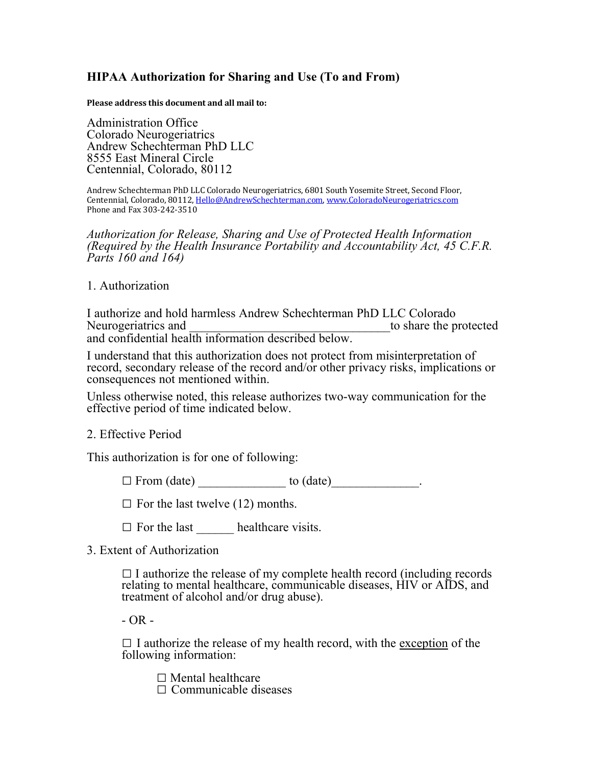## HIPAA Authorization for Sharing and Use (To and From)

**Please address this document and all mail to:**

Administration Office
Colorado Neurogeriatrics
Andrew Schechterman PhD LLC
8555 East Mineral Circle
Centennial, Colorado, 80112

Andrew Schechterman PhD LLC Colorado Neurogeriatrics, 6801 South Yosemite Street, Second Floor, Centennial, Colorado, 80112, Hello@AndrewSchechterman.com, www.ColoradoNeurogeriatrics.com
Phone and Fax 303-242-3510

*Authorization for Release, Sharing and Use of Protected Health Information (Required by the Health Insurance Portability and Accountability Act, 45 C.F.R. Parts 160 and 164)*

1. Authorization

I authorize and hold harmless Andrew Schechterman PhD LLC Colorado Neurogeriatrics and _________________________________ to share the protected and confidential health information described below.

I understand that this authorization does not protect from misinterpretation of record, secondary release of the record and/or other privacy risks, implications or consequences not mentioned within.

Unless otherwise noted, this release authorizes two-way communication for the effective period of time indicated below.

2. Effective Period

This authorization is for one of following:

☐ From (date) ______________ to (date)______________.

☐ For the last twelve (12) months.

☐ For the last ______ healthcare visits.

3. Extent of Authorization

☐ I authorize the release of my complete health record (including records relating to mental healthcare, communicable diseases, HIV or AIDS, and treatment of alcohol and/or drug abuse).

- OR -

☐ I authorize the release of my health record, with the <u>exception</u> of the following information:

☐ Mental healthcare
☐ Communicable diseases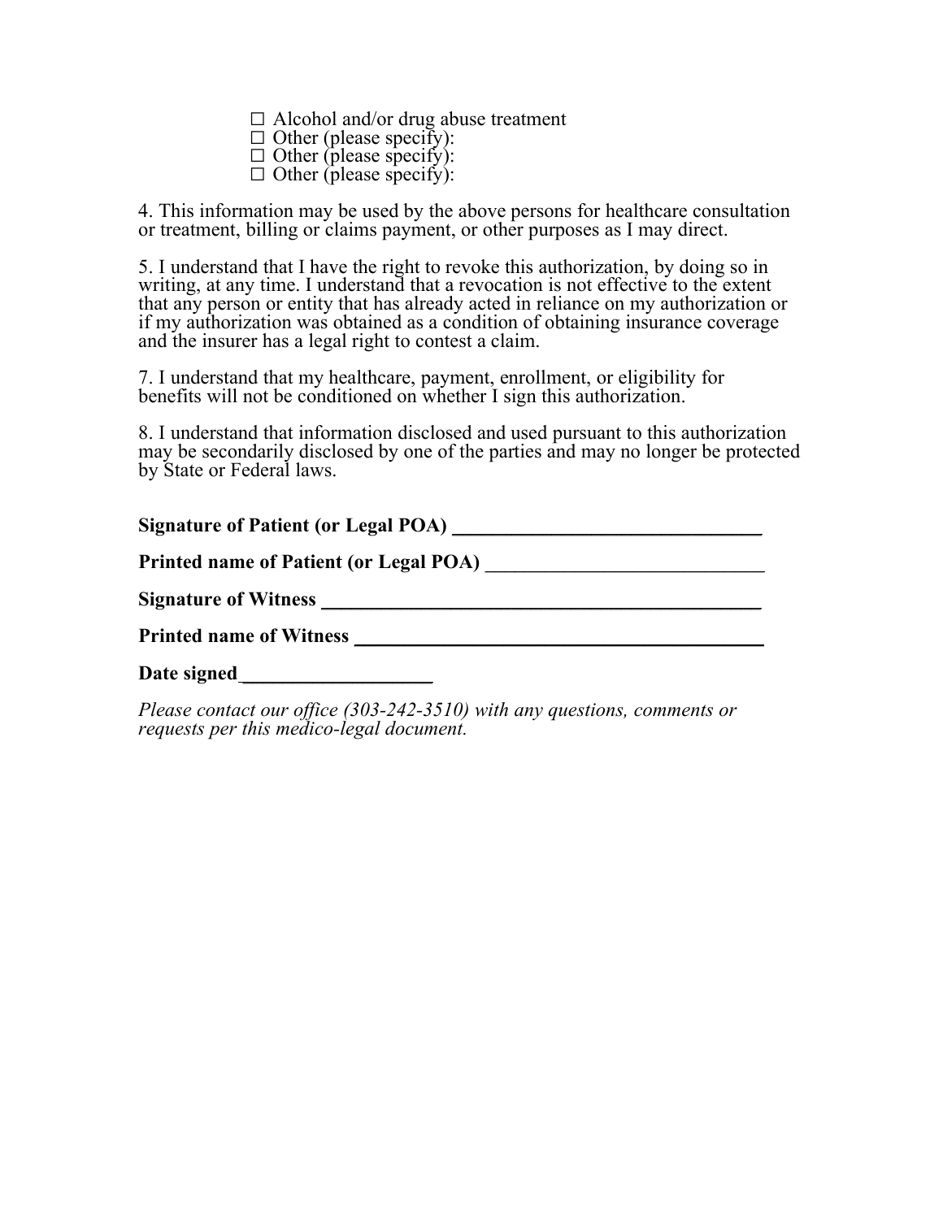- ☐ Alcohol and/or drug abuse treatment
- ☐ Other (please specify):
- ☐ Other (please specify):
- ☐ Other (please specify):

4. This information may be used by the above persons for healthcare consultation or treatment, billing or claims payment, or other purposes as I may direct.

5. I understand that I have the right to revoke this authorization, by doing so in writing, at any time. I understand that a revocation is not effective to the extent that any person or entity that has already acted in reliance on my authorization or if my authorization was obtained as a condition of obtaining insurance coverage and the insurer has a legal right to contest a claim.

7. I understand that my healthcare, payment, enrollment, or eligibility for benefits will not be conditioned on whether I sign this authorization.

8. I understand that information disclosed and used pursuant to this authorization may be secondarily disclosed by one of the parties and may no longer be protected by State or Federal laws.

**Signature of Patient (or Legal POA) ______________________________**

**Printed name of Patient (or Legal POA)** ___________________________

**Signature of Witness ____________________________________________**

**Printed name of Witness ________________________________________**

**Date signed__________________**

*Please contact our office (303-242-3510) with any questions, comments or requests per this medico-legal document.*